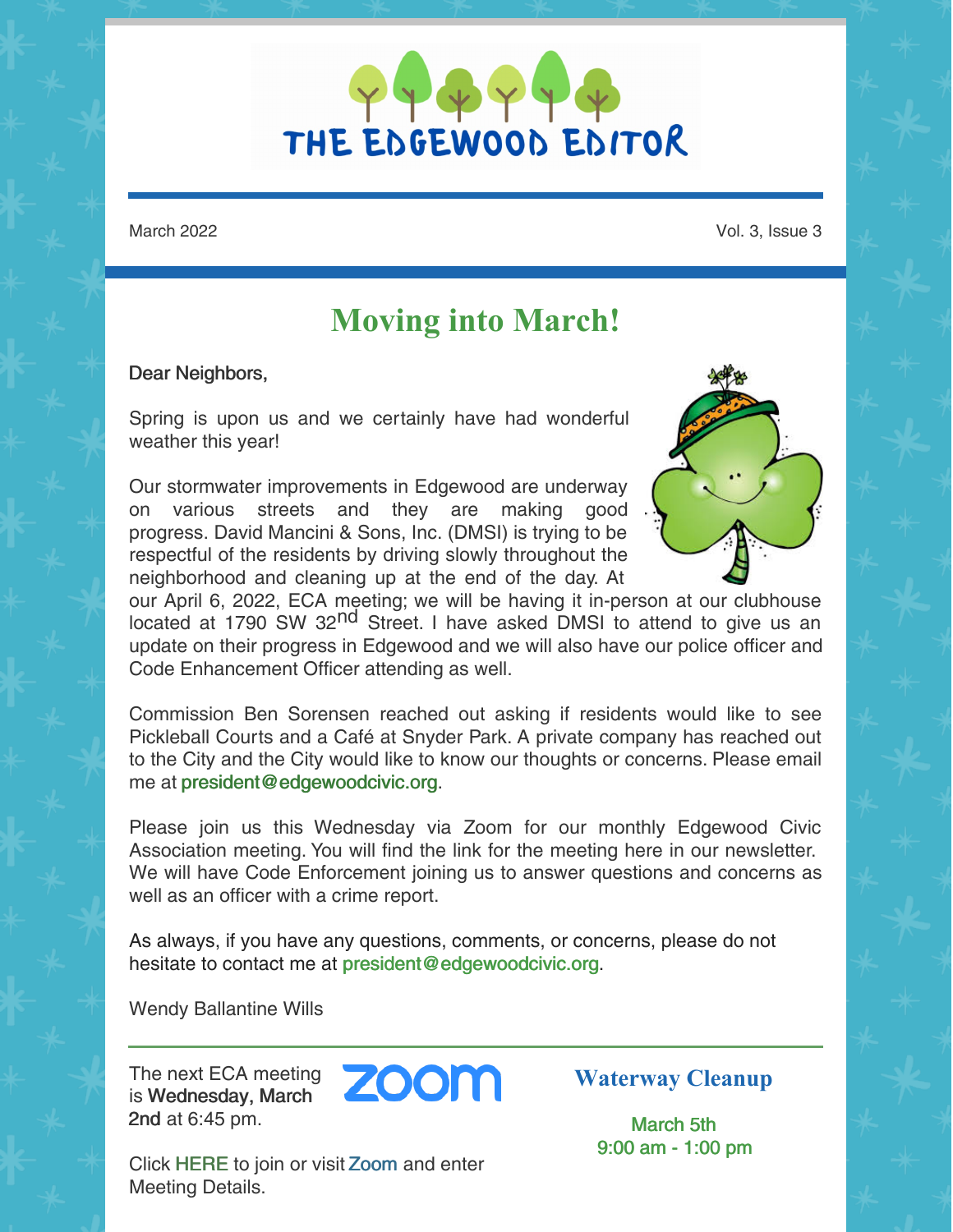# THE EDGEWOOD EDITOR

March 2022 Vol. 3, Issue 3

## Moving into March!

Dear Neighbors,

Spring is upon us and we certainly have had wonderful weather this year!

Our stormwater improvements in Edgewood are underway on various streets and they are making good progress. David Mancini & Sons, Inc. (DMSI) is trying to be respectful of the residents by driving slowly throughout the neighborhood and cleaning up at the end of the day. At our April 6, 2022, ECA meeting; we will be having it in-person at our clubhouse located at 1790 SW 32nd Street. I have asked DMSI to attend to give us an update on their progress in Edgewood and we will also have our police officer and Code Enhancement Officer attending as well.

Commission Ben Sorensen reached out asking if residents would like to see Pickleball Courts and a Café at Snyder Park. A private company has reached out to the City and the City would like to know our thoughts or concerns. Please email me at president@edgewoodcivic.org.

Please join us this Wednesday via Zoom for our monthly Edgewood Civic Association meeting. You will find the link for the meeting here in our newsletter. We will have Code Enforcement joining us to answer questions and concerns as well as an officer with a crime report.

As always, if you have any questions, comments, or concerns, please do not hesitate to contact me at president@edgewoodcivic.org.

Wendy Ballantine Wills

---

The next ECA meeting is **Wednesday, March 2nd** at 6:45 pm.

ZOOM

Click HERE to join or visit Zoom and enter Meeting Details.

### Waterway Cleanup

March 5th
9:00 am - 1:00 pm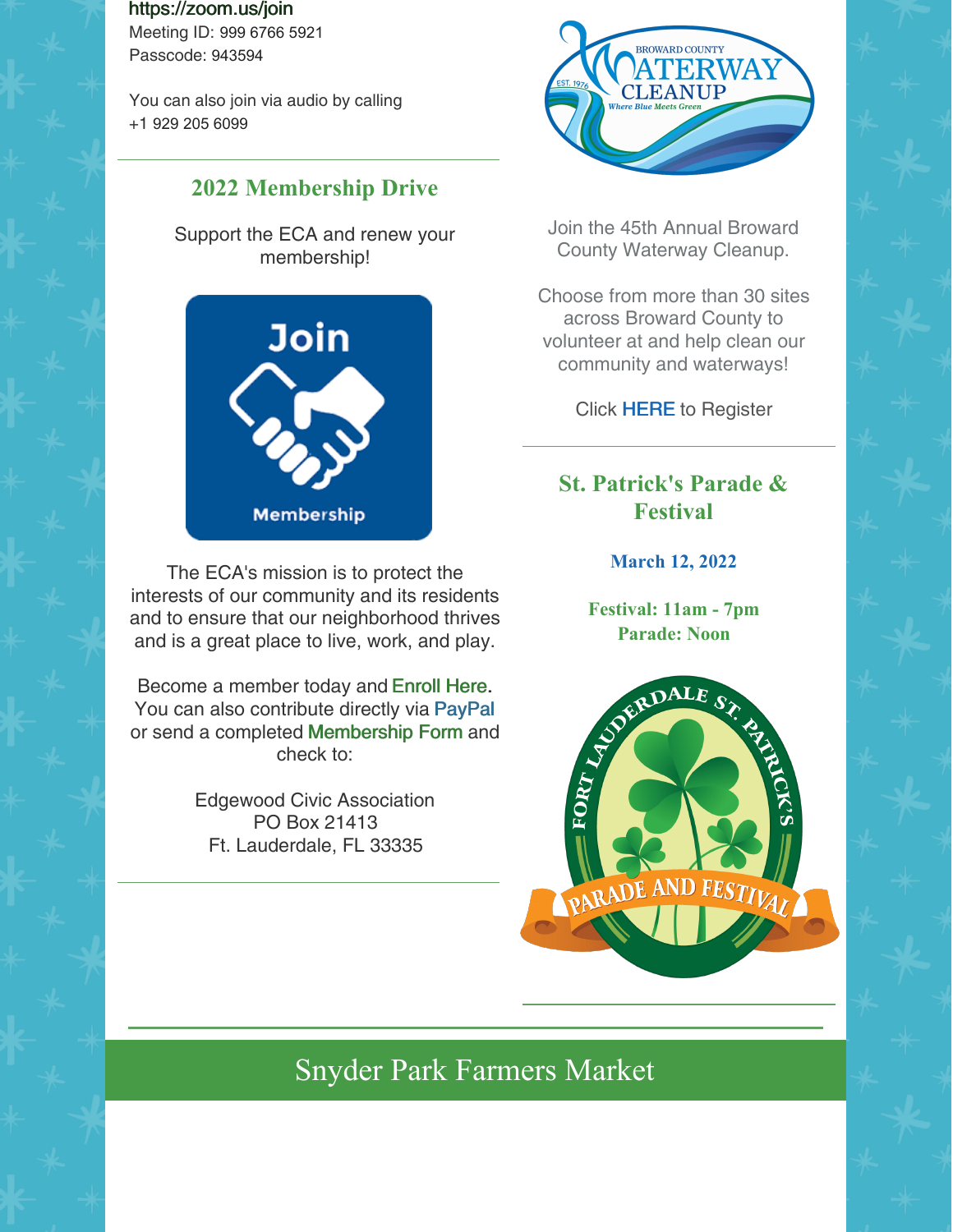https://zoom.us/join
Meeting ID: 999 6766 5921
Passcode: 943594

You can also join via audio by calling
+1 929 205 6099

## 2022 Membership Drive

Support the ECA and renew your membership!

The ECA's mission is to protect the interests of our community and its residents and to ensure that our neighborhood thrives and is a great place to live, work, and play.

Become a member today and Enroll Here. You can also contribute directly via PayPal or send a completed Membership Form and check to:

Edgewood Civic Association
PO Box 21413
Ft. Lauderdale, FL 33335

Join the 45th Annual Broward County Waterway Cleanup.

Choose from more than 30 sites across Broward County to volunteer at and help clean our community and waterways!

Click HERE to Register

## St. Patrick's Parade & Festival

**March 12, 2022**

**Festival: 11am - 7pm**
**Parade: Noon**

# Snyder Park Farmers Market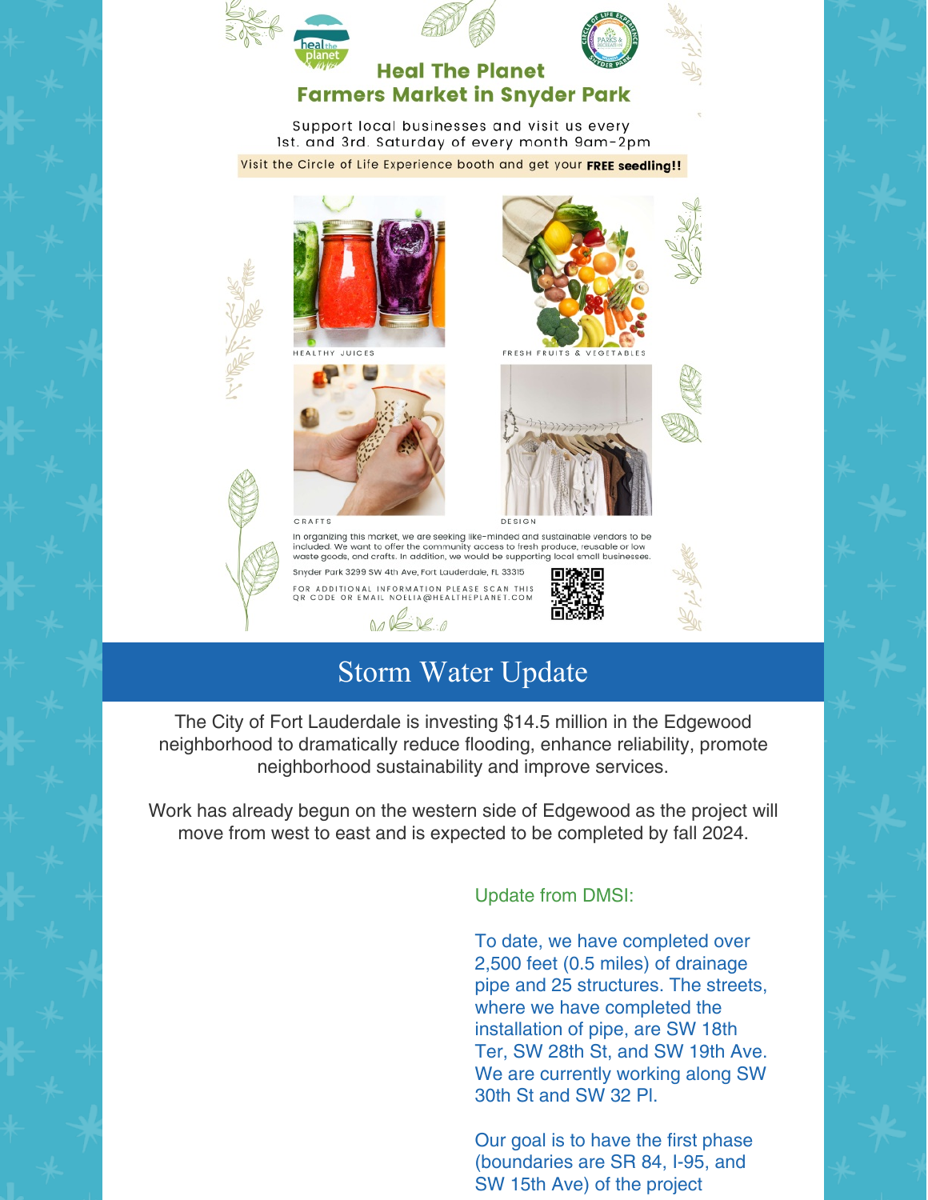## Heal The Planet Farmers Market in Snyder Park

Support local businesses and visit us every 1st. and 3rd. Saturday of every month 9am-2pm

Visit the Circle of Life Experience booth and get your **FREE seedling!!**

HEALTHY JUICES

FRESH FRUITS & VEGETABLES

CRAFTS

DESIGN

In organizing this market, we are seeking like-minded and sustainable vendors to be included. We want to offer the community access to fresh produce, reusable or low waste goods, and crafts. In addition, we would be supporting local small businesses.

Snyder Park 3299 SW 4th Ave, Fort Lauderdale, FL 33315

FOR ADDITIONAL INFORMATION PLEASE SCAN THIS QR CODE OR EMAIL NOELIA@HEALTHEPLANET.COM

# Storm Water Update

The City of Fort Lauderdale is investing $14.5 million in the Edgewood neighborhood to dramatically reduce flooding, enhance reliability, promote neighborhood sustainability and improve services.

Work has already begun on the western side of Edgewood as the project will move from west to east and is expected to be completed by fall 2024.

Update from DMSI:

To date, we have completed over 2,500 feet (0.5 miles) of drainage pipe and 25 structures. The streets, where we have completed the installation of pipe, are SW 18th Ter, SW 28th St, and SW 19th Ave. We are currently working along SW 30th St and SW 32 Pl.

Our goal is to have the first phase (boundaries are SR 84, I-95, and SW 15th Ave) of the project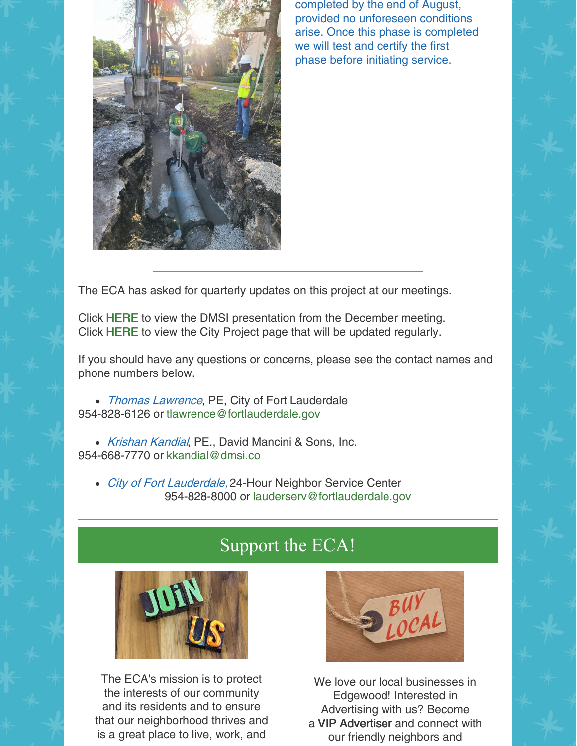completed by the end of August, provided no unforeseen conditions arise. Once this phase is completed we will test and certify the first phase before initiating service.

---

The ECA has asked for quarterly updates on this project at our meetings.

Click HERE to view the DMSI presentation from the December meeting.
Click HERE to view the City Project page that will be updated regularly.

If you should have any questions or concerns, please see the contact names and phone numbers below.

- *Thomas Lawrence*, PE, City of Fort Lauderdale
954-828-6126 or tlawrence@fortlauderdale.gov

- *Krishan Kandial*, PE., David Mancini & Sons, Inc.
954-668-7770 or kkandial@dmsi.co

- *City of Fort Lauderdale,* 24-Hour Neighbor Service Center
954-828-8000 or lauderserv@fortlauderdale.gov

---

## Support the ECA!

The ECA's mission is to protect the interests of our community and its residents and to ensure that our neighborhood thrives and is a great place to live, work, and

We love our local businesses in Edgewood! Interested in Advertising with us? Become a **VIP Advertiser** and connect with our friendly neighbors and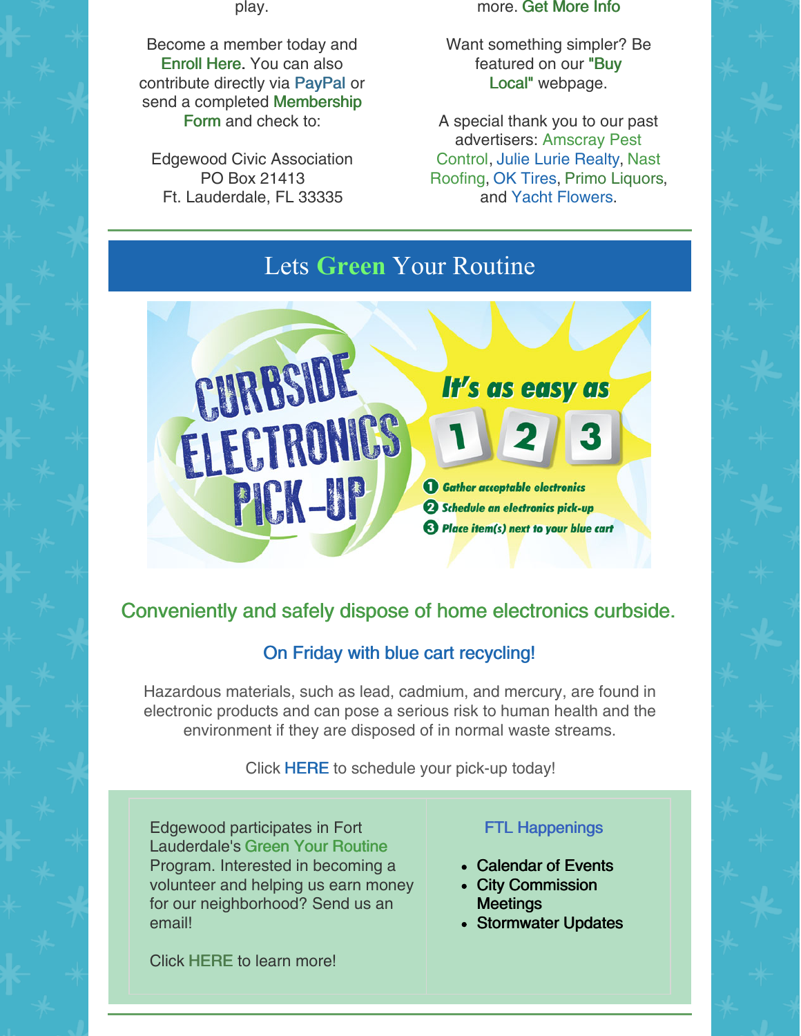play.

Become a member today and Enroll Here. You can also contribute directly via PayPal or send a completed Membership Form and check to:

Edgewood Civic Association
PO Box 21413
Ft. Lauderdale, FL 33335

more. Get More Info

Want something simpler? Be featured on our "Buy Local" webpage.

A special thank you to our past advertisers: Amscray Pest Control, Julie Lurie Realty, Nast Roofing, OK Tires, Primo Liquors, and Yacht Flowers.

## Lets Green Your Routine

CURBSIDE ELECTRONICS PICK-UP

It's as easy as 1 2 3

1. Gather acceptable electronics
2. Schedule an electronics pick-up
3. Place item(s) next to your blue cart

### Conveniently and safely dispose of home electronics curbside.

On Friday with blue cart recycling!

Hazardous materials, such as lead, cadmium, and mercury, are found in electronic products and can pose a serious risk to human health and the environment if they are disposed of in normal waste streams.

Click HERE to schedule your pick-up today!

Edgewood participates in Fort Lauderdale's Green Your Routine Program. Interested in becoming a volunteer and helping us earn money for our neighborhood? Send us an email!

Click HERE to learn more!

FTL Happenings

- Calendar of Events
- City Commission Meetings
- Stormwater Updates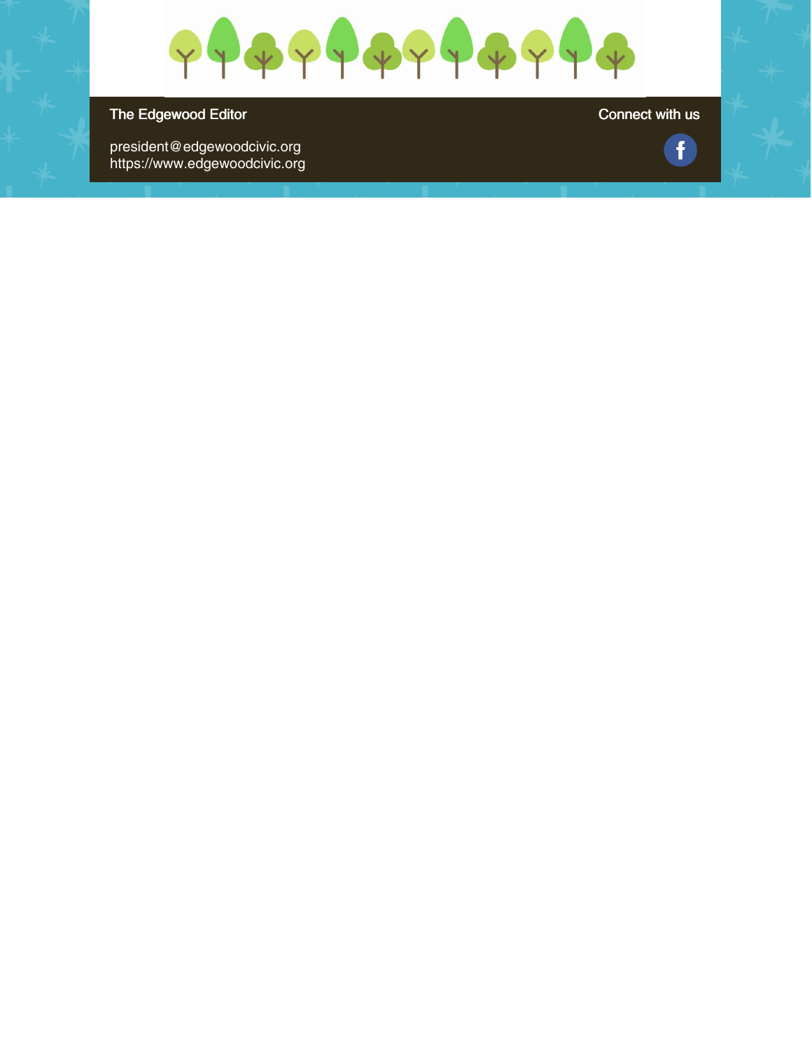The Edgewood Editor

president@edgewoodcivic.org
https://www.edgewoodcivic.org

Connect with us